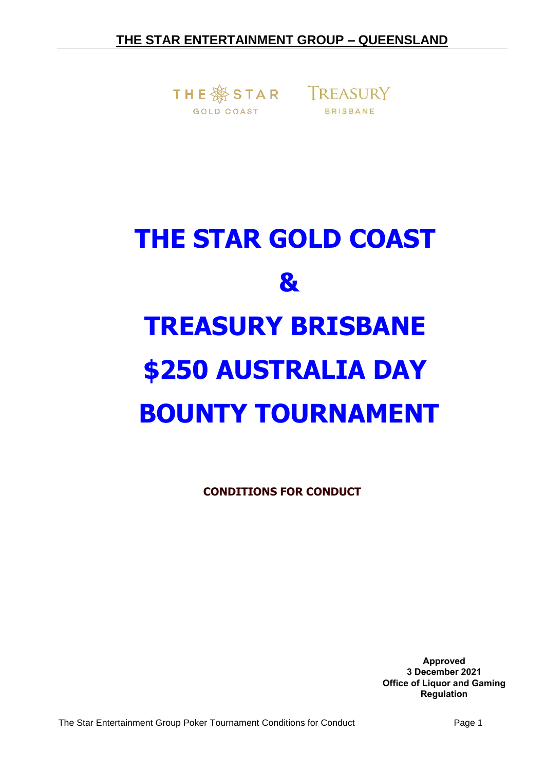# THE STAR GOLD COAST

# &

# TREASURY BRISBANE

# $250 AUSTRALIA DAY

# BOUNTY TOURNAMENT

**CONDITIONS FOR CONDUCT**

**Approved**
**3 December 2021**
**Office of Liquor and Gaming Regulation**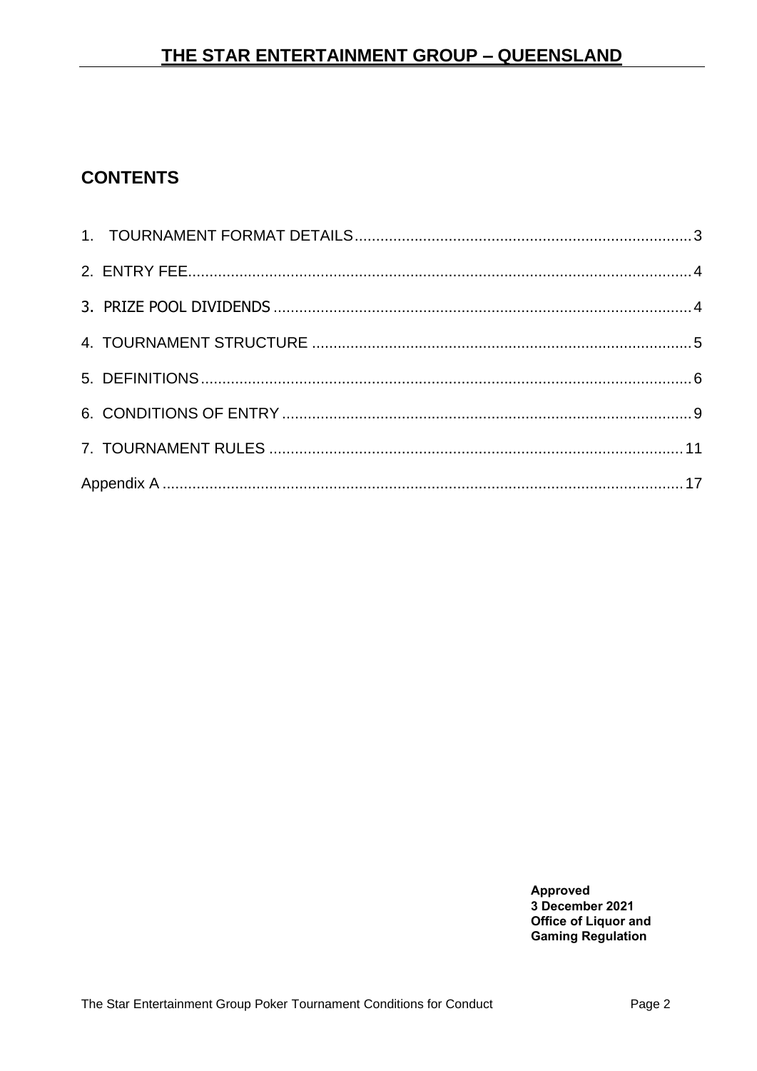## CONTENTS

1. TOURNAMENT FORMAT DETAILS .......... 3
2. ENTRY FEE .......... 4
3. PRIZE POOL DIVIDENDS .......... 4
4. TOURNAMENT STRUCTURE .......... 5
5. DEFINITIONS .......... 6
6. CONDITIONS OF ENTRY .......... 9
7. TOURNAMENT RULES .......... 11

Appendix A .......... 17

**Approved**
**3 December 2021**
**Office of Liquor and Gaming Regulation**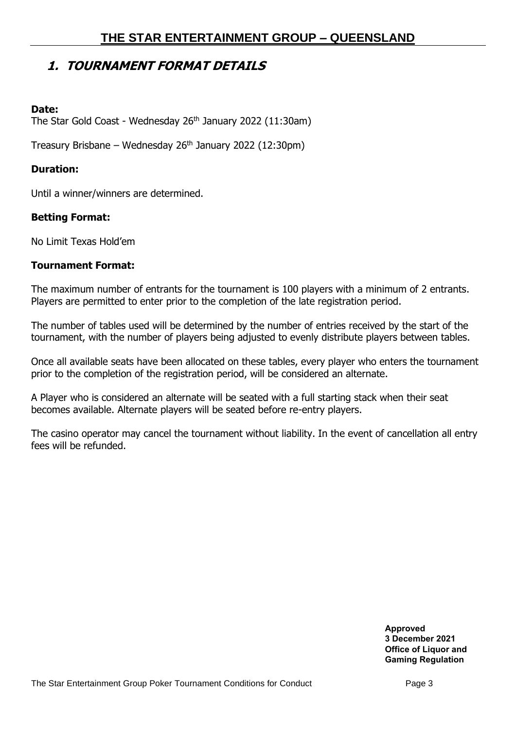## 1. TOURNAMENT FORMAT DETAILS

**Date:**

The Star Gold Coast - Wednesday 26th January 2022 (11:30am)

Treasury Brisbane – Wednesday 26th January 2022 (12:30pm)

**Duration:**

Until a winner/winners are determined.

**Betting Format:**

No Limit Texas Hold'em

**Tournament Format:**

The maximum number of entrants for the tournament is 100 players with a minimum of 2 entrants. Players are permitted to enter prior to the completion of the late registration period.

The number of tables used will be determined by the number of entries received by the start of the tournament, with the number of players being adjusted to evenly distribute players between tables.

Once all available seats have been allocated on these tables, every player who enters the tournament prior to the completion of the registration period, will be considered an alternate.

A Player who is considered an alternate will be seated with a full starting stack when their seat becomes available. Alternate players will be seated before re-entry players.

The casino operator may cancel the tournament without liability. In the event of cancellation all entry fees will be refunded.

**Approved**
**3 December 2021**
**Office of Liquor and Gaming Regulation**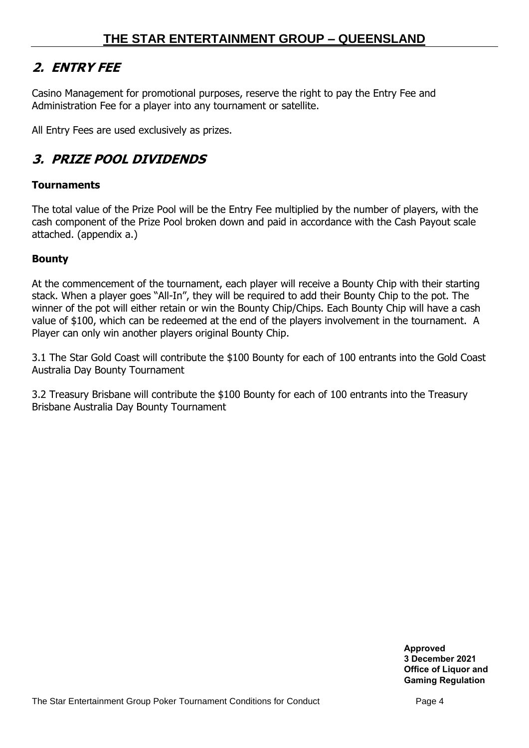## 2. ENTRY FEE

Casino Management for promotional purposes, reserve the right to pay the Entry Fee and Administration Fee for a player into any tournament or satellite.

All Entry Fees are used exclusively as prizes.

## 3. PRIZE POOL DIVIDENDS

### Tournaments

The total value of the Prize Pool will be the Entry Fee multiplied by the number of players, with the cash component of the Prize Pool broken down and paid in accordance with the Cash Payout scale attached. (appendix a.)

### Bounty

At the commencement of the tournament, each player will receive a Bounty Chip with their starting stack. When a player goes "All-In", they will be required to add their Bounty Chip to the pot. The winner of the pot will either retain or win the Bounty Chip/Chips. Each Bounty Chip will have a cash value of $100, which can be redeemed at the end of the players involvement in the tournament. A Player can only win another players original Bounty Chip.

3.1 The Star Gold Coast will contribute the $100 Bounty for each of 100 entrants into the Gold Coast Australia Day Bounty Tournament

3.2 Treasury Brisbane will contribute the $100 Bounty for each of 100 entrants into the Treasury Brisbane Australia Day Bounty Tournament

**Approved**
**3 December 2021**
**Office of Liquor and Gaming Regulation**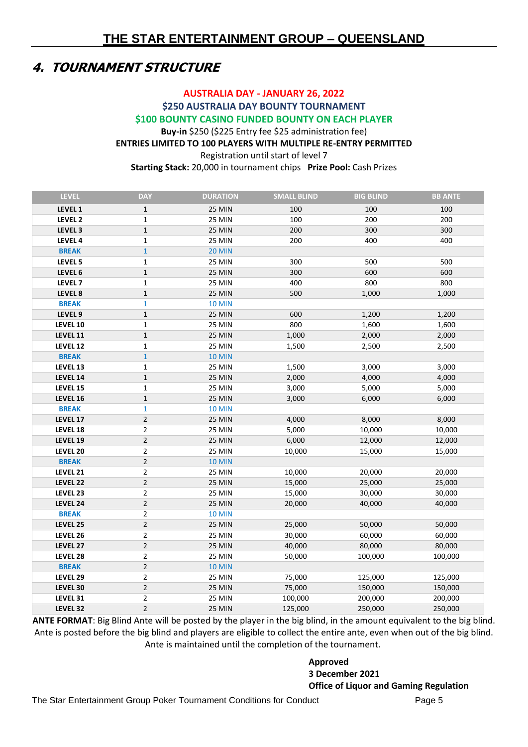## 4. TOURNAMENT STRUCTURE

**AUSTRALIA DAY - JANUARY 26, 2022**

**$250 AUSTRALIA DAY BOUNTY TOURNAMENT**

**$100 BOUNTY CASINO FUNDED BOUNTY ON EACH PLAYER**

**Buy-in** $250 ($225 Entry fee $25 administration fee)

**ENTRIES LIMITED TO 100 PLAYERS WITH MULTIPLE RE-ENTRY PERMITTED**

Registration until start of level 7

**Starting Stack:** 20,000 in tournament chips **Prize Pool:** Cash Prizes

| LEVEL | DAY | DURATION | SMALL BLIND | BIG BLIND | BB ANTE |
|---|---|---|---|---|---|
| **LEVEL 1** | 1 | 25 MIN | 100 | 100 | 100 |
| **LEVEL 2** | 1 | 25 MIN | 100 | 200 | 200 |
| **LEVEL 3** | 1 | 25 MIN | 200 | 300 | 300 |
| **LEVEL 4** | 1 | 25 MIN | 200 | 400 | 400 |
| **BREAK** | 1 | 20 MIN | | | |
| **LEVEL 5** | 1 | 25 MIN | 300 | 500 | 500 |
| **LEVEL 6** | 1 | 25 MIN | 300 | 600 | 600 |
| **LEVEL 7** | 1 | 25 MIN | 400 | 800 | 800 |
| **LEVEL 8** | 1 | 25 MIN | 500 | 1,000 | 1,000 |
| **BREAK** | 1 | 10 MIN | | | |
| **LEVEL 9** | 1 | 25 MIN | 600 | 1,200 | 1,200 |
| **LEVEL 10** | 1 | 25 MIN | 800 | 1,600 | 1,600 |
| **LEVEL 11** | 1 | 25 MIN | 1,000 | 2,000 | 2,000 |
| **LEVEL 12** | 1 | 25 MIN | 1,500 | 2,500 | 2,500 |
| **BREAK** | 1 | 10 MIN | | | |
| **LEVEL 13** | 1 | 25 MIN | 1,500 | 3,000 | 3,000 |
| **LEVEL 14** | 1 | 25 MIN | 2,000 | 4,000 | 4,000 |
| **LEVEL 15** | 1 | 25 MIN | 3,000 | 5,000 | 5,000 |
| **LEVEL 16** | 1 | 25 MIN | 3,000 | 6,000 | 6,000 |
| **BREAK** | 1 | 10 MIN | | | |
| **LEVEL 17** | 2 | 25 MIN | 4,000 | 8,000 | 8,000 |
| **LEVEL 18** | 2 | 25 MIN | 5,000 | 10,000 | 10,000 |
| **LEVEL 19** | 2 | 25 MIN | 6,000 | 12,000 | 12,000 |
| **LEVEL 20** | 2 | 25 MIN | 10,000 | 15,000 | 15,000 |
| **BREAK** | 2 | 10 MIN | | | |
| **LEVEL 21** | 2 | 25 MIN | 10,000 | 20,000 | 20,000 |
| **LEVEL 22** | 2 | 25 MIN | 15,000 | 25,000 | 25,000 |
| **LEVEL 23** | 2 | 25 MIN | 15,000 | 30,000 | 30,000 |
| **LEVEL 24** | 2 | 25 MIN | 20,000 | 40,000 | 40,000 |
| **BREAK** | 2 | 10 MIN | | | |
| **LEVEL 25** | 2 | 25 MIN | 25,000 | 50,000 | 50,000 |
| **LEVEL 26** | 2 | 25 MIN | 30,000 | 60,000 | 60,000 |
| **LEVEL 27** | 2 | 25 MIN | 40,000 | 80,000 | 80,000 |
| **LEVEL 28** | 2 | 25 MIN | 50,000 | 100,000 | 100,000 |
| **BREAK** | 2 | 10 MIN | | | |
| **LEVEL 29** | 2 | 25 MIN | 75,000 | 125,000 | 125,000 |
| **LEVEL 30** | 2 | 25 MIN | 75,000 | 150,000 | 150,000 |
| **LEVEL 31** | 2 | 25 MIN | 100,000 | 200,000 | 200,000 |
| **LEVEL 32** | 2 | 25 MIN | 125,000 | 250,000 | 250,000 |

**ANTE FORMAT**: Big Blind Ante will be posted by the player in the big blind, in the amount equivalent to the big blind. Ante is posted before the big blind and players are eligible to collect the entire ante, even when out of the big blind. Ante is maintained until the completion of the tournament.

**Approved**
**3 December 2021**
**Office of Liquor and Gaming Regulation**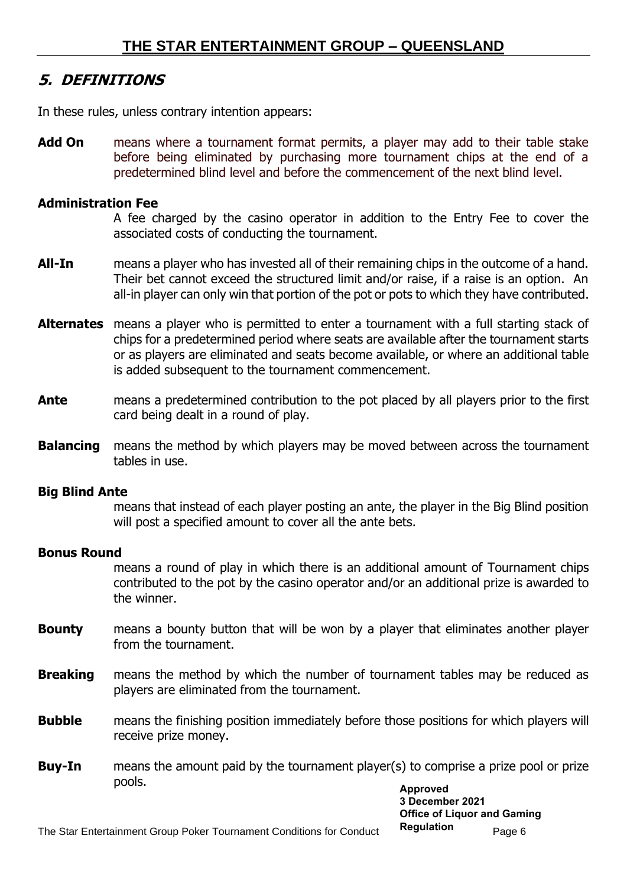## 5. DEFINITIONS

In these rules, unless contrary intention appears:

**Add On** means where a tournament format permits, a player may add to their table stake before being eliminated by purchasing more tournament chips at the end of a predetermined blind level and before the commencement of the next blind level.

**Administration Fee**
A fee charged by the casino operator in addition to the Entry Fee to cover the associated costs of conducting the tournament.

**All-In** means a player who has invested all of their remaining chips in the outcome of a hand. Their bet cannot exceed the structured limit and/or raise, if a raise is an option. An all-in player can only win that portion of the pot or pots to which they have contributed.

**Alternates** means a player who is permitted to enter a tournament with a full starting stack of chips for a predetermined period where seats are available after the tournament starts or as players are eliminated and seats become available, or where an additional table is added subsequent to the tournament commencement.

**Ante** means a predetermined contribution to the pot placed by all players prior to the first card being dealt in a round of play.

**Balancing** means the method by which players may be moved between across the tournament tables in use.

**Big Blind Ante**
means that instead of each player posting an ante, the player in the Big Blind position will post a specified amount to cover all the ante bets.

**Bonus Round**
means a round of play in which there is an additional amount of Tournament chips contributed to the pot by the casino operator and/or an additional prize is awarded to the winner.

**Bounty** means a bounty button that will be won by a player that eliminates another player from the tournament.

**Breaking** means the method by which the number of tournament tables may be reduced as players are eliminated from the tournament.

**Bubble** means the finishing position immediately before those positions for which players will receive prize money.

**Buy-In** means the amount paid by the tournament player(s) to comprise a prize pool or prize pools.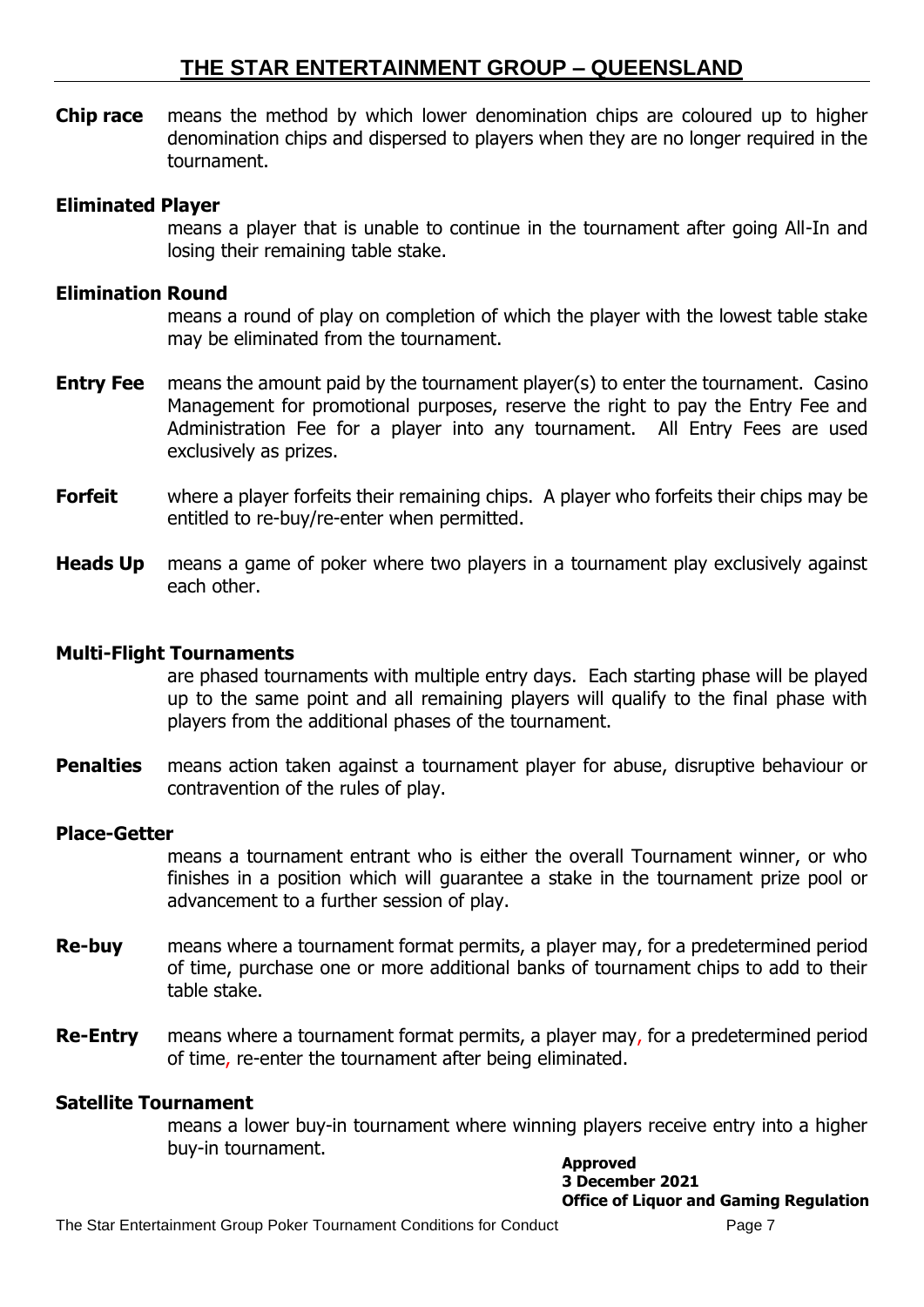**Chip race** means the method by which lower denomination chips are coloured up to higher denomination chips and dispersed to players when they are no longer required in the tournament.

**Eliminated Player**
means a player that is unable to continue in the tournament after going All-In and losing their remaining table stake.

**Elimination Round**
means a round of play on completion of which the player with the lowest table stake may be eliminated from the tournament.

**Entry Fee** means the amount paid by the tournament player(s) to enter the tournament. Casino Management for promotional purposes, reserve the right to pay the Entry Fee and Administration Fee for a player into any tournament. All Entry Fees are used exclusively as prizes.

**Forfeit** where a player forfeits their remaining chips. A player who forfeits their chips may be entitled to re-buy/re-enter when permitted.

**Heads Up** means a game of poker where two players in a tournament play exclusively against each other.

**Multi-Flight Tournaments**
are phased tournaments with multiple entry days. Each starting phase will be played up to the same point and all remaining players will qualify to the final phase with players from the additional phases of the tournament.

**Penalties** means action taken against a tournament player for abuse, disruptive behaviour or contravention of the rules of play.

**Place-Getter**
means a tournament entrant who is either the overall Tournament winner, or who finishes in a position which will guarantee a stake in the tournament prize pool or advancement to a further session of play.

**Re-buy** means where a tournament format permits, a player may, for a predetermined period of time, purchase one or more additional banks of tournament chips to add to their table stake.

**Re-Entry** means where a tournament format permits, a player may, for a predetermined period of time, re-enter the tournament after being eliminated.

**Satellite Tournament**
means a lower buy-in tournament where winning players receive entry into a higher buy-in tournament.

**Approved**
**3 December 2021**
**Office of Liquor and Gaming Regulation**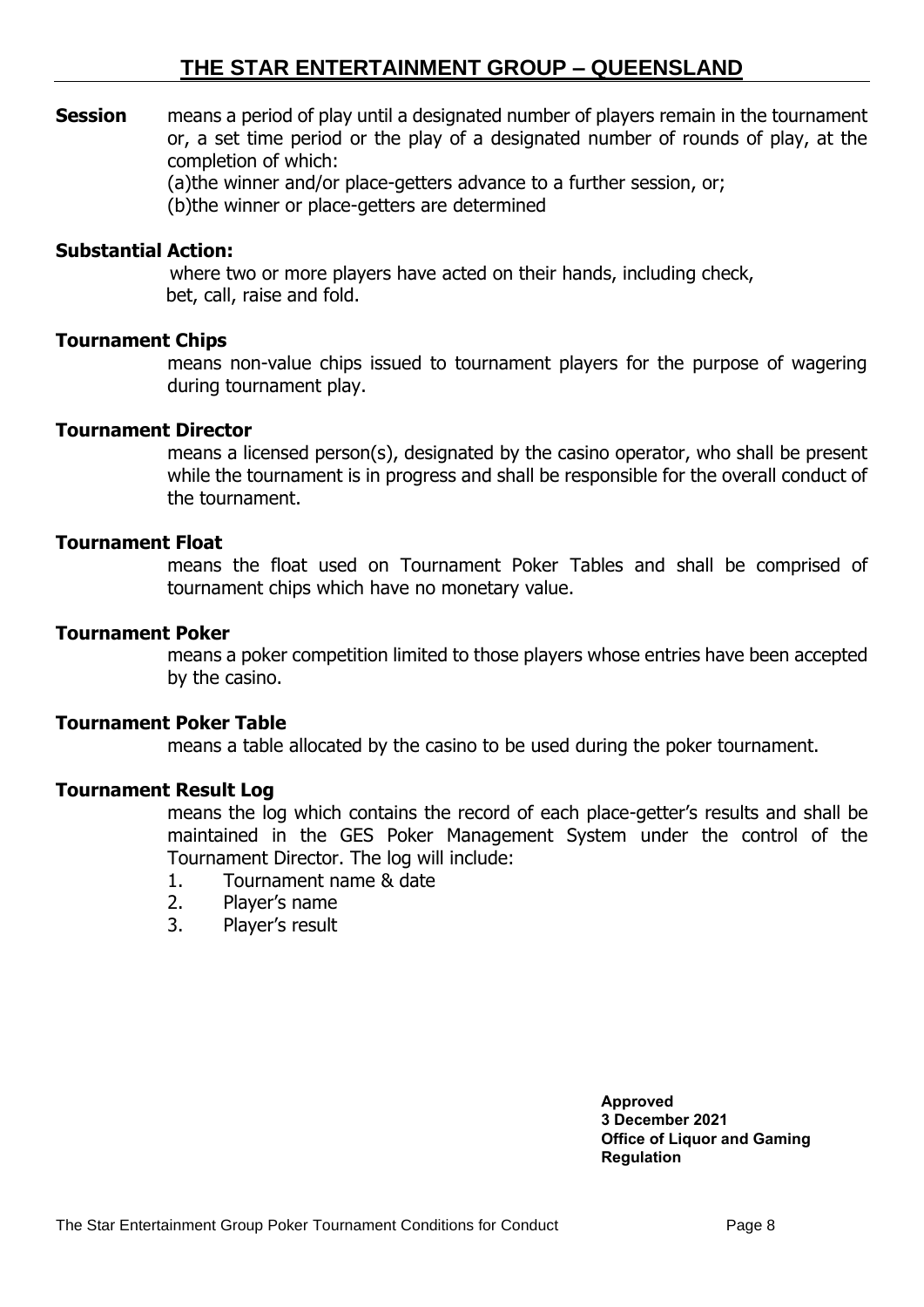**Session** means a period of play until a designated number of players remain in the tournament or, a set time period or the play of a designated number of rounds of play, at the completion of which:

(a)the winner and/or place-getters advance to a further session, or;

(b)the winner or place-getters are determined

**Substantial Action:**

where two or more players have acted on their hands, including check, bet, call, raise and fold.

**Tournament Chips**

means non-value chips issued to tournament players for the purpose of wagering during tournament play.

**Tournament Director**

means a licensed person(s), designated by the casino operator, who shall be present while the tournament is in progress and shall be responsible for the overall conduct of the tournament.

**Tournament Float**

means the float used on Tournament Poker Tables and shall be comprised of tournament chips which have no monetary value.

**Tournament Poker**

means a poker competition limited to those players whose entries have been accepted by the casino.

**Tournament Poker Table**

means a table allocated by the casino to be used during the poker tournament.

**Tournament Result Log**

means the log which contains the record of each place-getter's results and shall be maintained in the GES Poker Management System under the control of the Tournament Director. The log will include:

1. Tournament name & date
2. Player's name
3. Player's result

**Approved**
**3 December 2021**
**Office of Liquor and Gaming Regulation**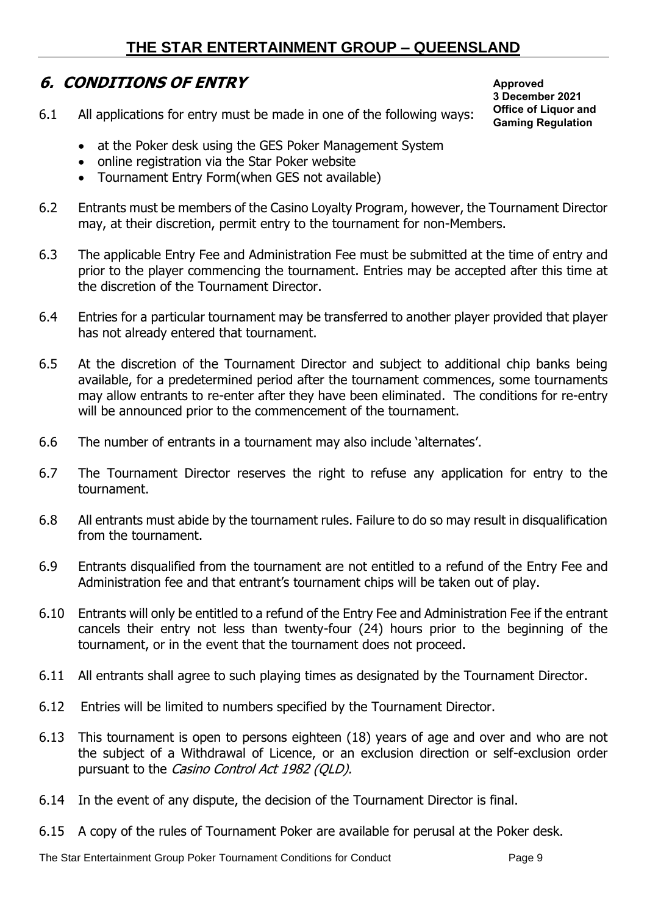## 6. CONDITIONS OF ENTRY

**Approved**
**3 December 2021**
**Office of Liquor and Gaming Regulation**

6.1 All applications for entry must be made in one of the following ways:

- at the Poker desk using the GES Poker Management System
- online registration via the Star Poker website
- Tournament Entry Form(when GES not available)

6.2 Entrants must be members of the Casino Loyalty Program, however, the Tournament Director may, at their discretion, permit entry to the tournament for non-Members.

6.3 The applicable Entry Fee and Administration Fee must be submitted at the time of entry and prior to the player commencing the tournament. Entries may be accepted after this time at the discretion of the Tournament Director.

6.4 Entries for a particular tournament may be transferred to another player provided that player has not already entered that tournament.

6.5 At the discretion of the Tournament Director and subject to additional chip banks being available, for a predetermined period after the tournament commences, some tournaments may allow entrants to re-enter after they have been eliminated. The conditions for re-entry will be announced prior to the commencement of the tournament.

6.6 The number of entrants in a tournament may also include 'alternates'.

6.7 The Tournament Director reserves the right to refuse any application for entry to the tournament.

6.8 All entrants must abide by the tournament rules. Failure to do so may result in disqualification from the tournament.

6.9 Entrants disqualified from the tournament are not entitled to a refund of the Entry Fee and Administration fee and that entrant's tournament chips will be taken out of play.

6.10 Entrants will only be entitled to a refund of the Entry Fee and Administration Fee if the entrant cancels their entry not less than twenty-four (24) hours prior to the beginning of the tournament, or in the event that the tournament does not proceed.

6.11 All entrants shall agree to such playing times as designated by the Tournament Director.

6.12 Entries will be limited to numbers specified by the Tournament Director.

6.13 This tournament is open to persons eighteen (18) years of age and over and who are not the subject of a Withdrawal of Licence, or an exclusion direction or self-exclusion order pursuant to the *Casino Control Act 1982 (QLD).*

6.14 In the event of any dispute, the decision of the Tournament Director is final.

6.15 A copy of the rules of Tournament Poker are available for perusal at the Poker desk.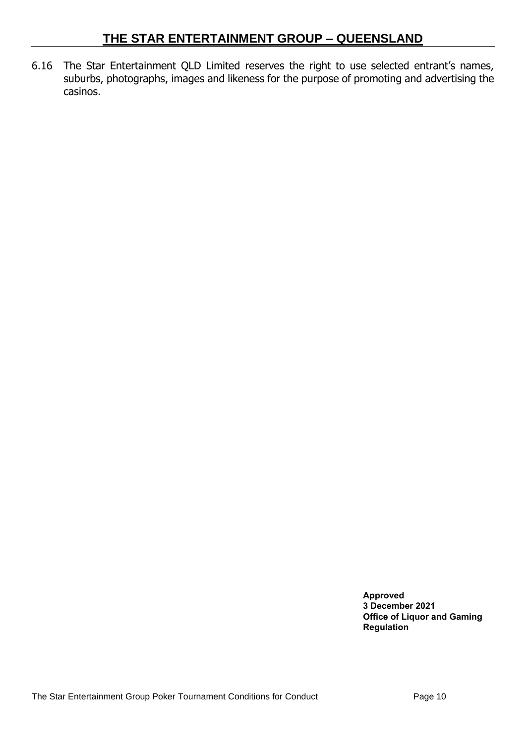6.16 The Star Entertainment QLD Limited reserves the right to use selected entrant's names, suburbs, photographs, images and likeness for the purpose of promoting and advertising the casinos.

**Approved**
**3 December 2021**
**Office of Liquor and Gaming Regulation**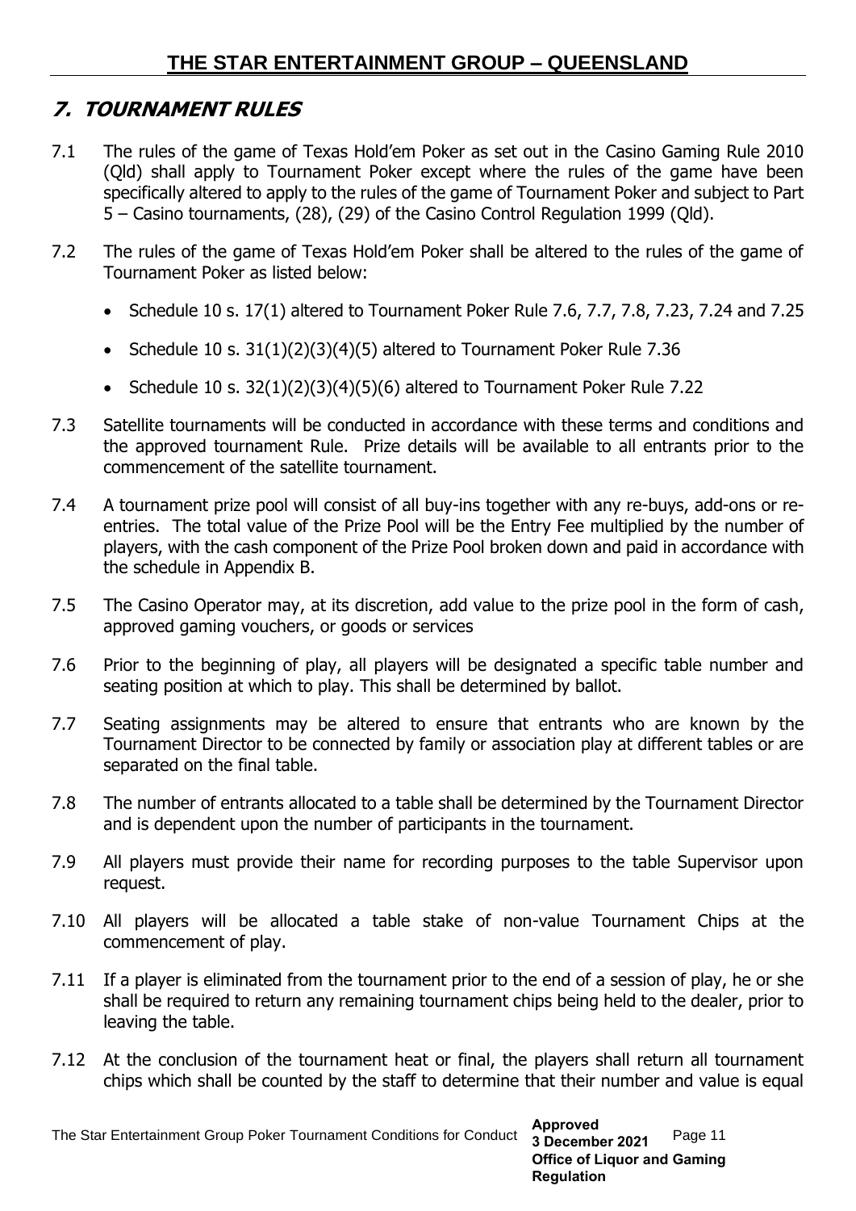## 7. TOURNAMENT RULES

7.1 The rules of the game of Texas Hold'em Poker as set out in the Casino Gaming Rule 2010 (Qld) shall apply to Tournament Poker except where the rules of the game have been specifically altered to apply to the rules of the game of Tournament Poker and subject to Part 5 – Casino tournaments, (28), (29) of the Casino Control Regulation 1999 (Qld).

7.2 The rules of the game of Texas Hold'em Poker shall be altered to the rules of the game of Tournament Poker as listed below:

- Schedule 10 s. 17(1) altered to Tournament Poker Rule 7.6, 7.7, 7.8, 7.23, 7.24 and 7.25
- Schedule 10 s. 31(1)(2)(3)(4)(5) altered to Tournament Poker Rule 7.36
- Schedule 10 s. 32(1)(2)(3)(4)(5)(6) altered to Tournament Poker Rule 7.22

7.3 Satellite tournaments will be conducted in accordance with these terms and conditions and the approved tournament Rule. Prize details will be available to all entrants prior to the commencement of the satellite tournament.

7.4 A tournament prize pool will consist of all buy-ins together with any re-buys, add-ons or re-entries. The total value of the Prize Pool will be the Entry Fee multiplied by the number of players, with the cash component of the Prize Pool broken down and paid in accordance with the schedule in Appendix B.

7.5 The Casino Operator may, at its discretion, add value to the prize pool in the form of cash, approved gaming vouchers, or goods or services

7.6 Prior to the beginning of play, all players will be designated a specific table number and seating position at which to play. This shall be determined by ballot.

7.7 Seating assignments may be altered to ensure that entrants who are known by the Tournament Director to be connected by family or association play at different tables or are separated on the final table.

7.8 The number of entrants allocated to a table shall be determined by the Tournament Director and is dependent upon the number of participants in the tournament.

7.9 All players must provide their name for recording purposes to the table Supervisor upon request.

7.10 All players will be allocated a table stake of non-value Tournament Chips at the commencement of play.

7.11 If a player is eliminated from the tournament prior to the end of a session of play, he or she shall be required to return any remaining tournament chips being held to the dealer, prior to leaving the table.

7.12 At the conclusion of the tournament heat or final, the players shall return all tournament chips which shall be counted by the staff to determine that their number and value is equal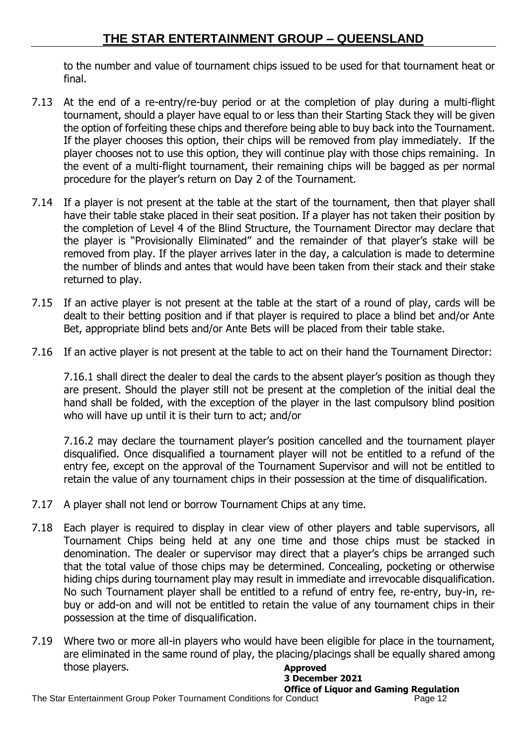to the number and value of tournament chips issued to be used for that tournament heat or final.

7.13 At the end of a re-entry/re-buy period or at the completion of play during a multi-flight tournament, should a player have equal to or less than their Starting Stack they will be given the option of forfeiting these chips and therefore being able to buy back into the Tournament. If the player chooses this option, their chips will be removed from play immediately. If the player chooses not to use this option, they will continue play with those chips remaining. In the event of a multi-flight tournament, their remaining chips will be bagged as per normal procedure for the player's return on Day 2 of the Tournament.

7.14 If a player is not present at the table at the start of the tournament, then that player shall have their table stake placed in their seat position. If a player has not taken their position by the completion of Level 4 of the Blind Structure, the Tournament Director may declare that the player is "Provisionally Eliminated" and the remainder of that player's stake will be removed from play. If the player arrives later in the day, a calculation is made to determine the number of blinds and antes that would have been taken from their stack and their stake returned to play.

7.15 If an active player is not present at the table at the start of a round of play, cards will be dealt to their betting position and if that player is required to place a blind bet and/or Ante Bet, appropriate blind bets and/or Ante Bets will be placed from their table stake.

7.16 If an active player is not present at the table to act on their hand the Tournament Director:

7.16.1 shall direct the dealer to deal the cards to the absent player's position as though they are present. Should the player still not be present at the completion of the initial deal the hand shall be folded, with the exception of the player in the last compulsory blind position who will have up until it is their turn to act; and/or

7.16.2 may declare the tournament player's position cancelled and the tournament player disqualified. Once disqualified a tournament player will not be entitled to a refund of the entry fee, except on the approval of the Tournament Supervisor and will not be entitled to retain the value of any tournament chips in their possession at the time of disqualification.

7.17 A player shall not lend or borrow Tournament Chips at any time.

7.18 Each player is required to display in clear view of other players and table supervisors, all Tournament Chips being held at any one time and those chips must be stacked in denomination. The dealer or supervisor may direct that a player's chips be arranged such that the total value of those chips may be determined. Concealing, pocketing or otherwise hiding chips during tournament play may result in immediate and irrevocable disqualification. No such Tournament player shall be entitled to a refund of entry fee, re-entry, buy-in, re-buy or add-on and will not be entitled to retain the value of any tournament chips in their possession at the time of disqualification.

7.19 Where two or more all-in players who would have been eligible for place in the tournament, are eliminated in the same round of play, the placing/placings shall be equally shared among those players.

**Approved**
**3 December 2021**
**Office of Liquor and Gaming Regulation**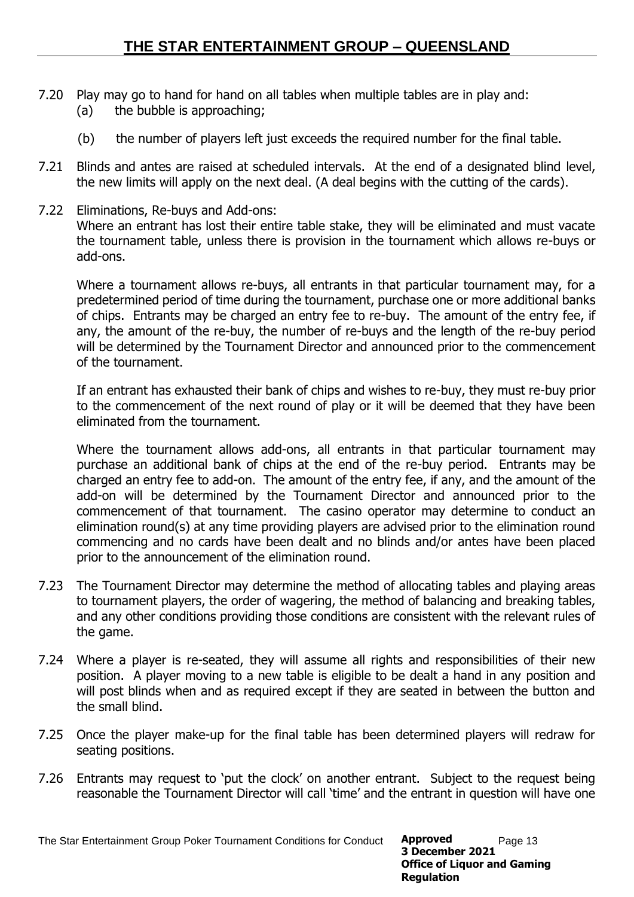7.20 Play may go to hand for hand on all tables when multiple tables are in play and:

(a) the bubble is approaching;

(b) the number of players left just exceeds the required number for the final table.

7.21 Blinds and antes are raised at scheduled intervals. At the end of a designated blind level, the new limits will apply on the next deal. (A deal begins with the cutting of the cards).

7.22 Eliminations, Re-buys and Add-ons:

Where an entrant has lost their entire table stake, they will be eliminated and must vacate the tournament table, unless there is provision in the tournament which allows re-buys or add-ons.

Where a tournament allows re-buys, all entrants in that particular tournament may, for a predetermined period of time during the tournament, purchase one or more additional banks of chips. Entrants may be charged an entry fee to re-buy. The amount of the entry fee, if any, the amount of the re-buy, the number of re-buys and the length of the re-buy period will be determined by the Tournament Director and announced prior to the commencement of the tournament.

If an entrant has exhausted their bank of chips and wishes to re-buy, they must re-buy prior to the commencement of the next round of play or it will be deemed that they have been eliminated from the tournament.

Where the tournament allows add-ons, all entrants in that particular tournament may purchase an additional bank of chips at the end of the re-buy period. Entrants may be charged an entry fee to add-on. The amount of the entry fee, if any, and the amount of the add-on will be determined by the Tournament Director and announced prior to the commencement of that tournament. The casino operator may determine to conduct an elimination round(s) at any time providing players are advised prior to the elimination round commencing and no cards have been dealt and no blinds and/or antes have been placed prior to the announcement of the elimination round.

7.23 The Tournament Director may determine the method of allocating tables and playing areas to tournament players, the order of wagering, the method of balancing and breaking tables, and any other conditions providing those conditions are consistent with the relevant rules of the game.

7.24 Where a player is re-seated, they will assume all rights and responsibilities of their new position. A player moving to a new table is eligible to be dealt a hand in any position and will post blinds when and as required except if they are seated in between the button and the small blind.

7.25 Once the player make-up for the final table has been determined players will redraw for seating positions.

7.26 Entrants may request to 'put the clock' on another entrant. Subject to the request being reasonable the Tournament Director will call 'time' and the entrant in question will have one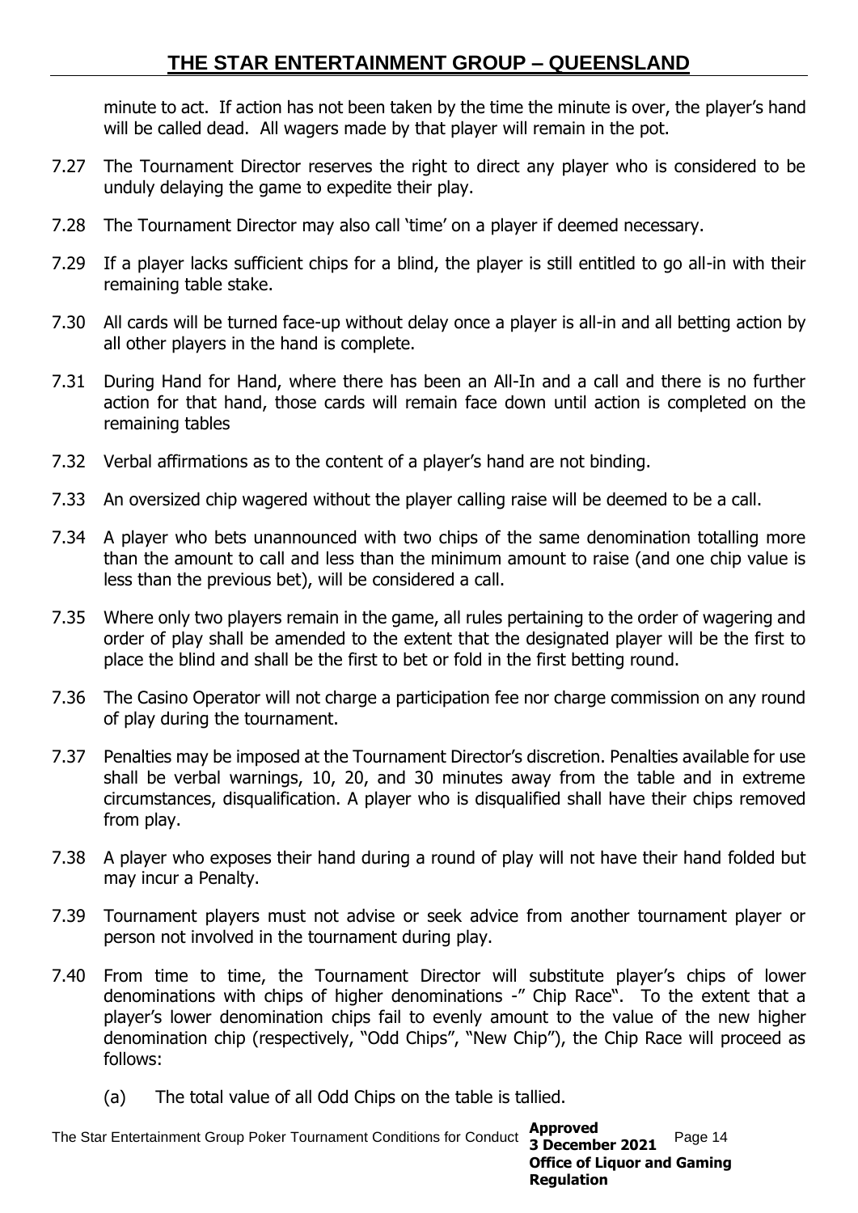minute to act. If action has not been taken by the time the minute is over, the player's hand will be called dead. All wagers made by that player will remain in the pot.

7.27 The Tournament Director reserves the right to direct any player who is considered to be unduly delaying the game to expedite their play.

7.28 The Tournament Director may also call 'time' on a player if deemed necessary.

7.29 If a player lacks sufficient chips for a blind, the player is still entitled to go all-in with their remaining table stake.

7.30 All cards will be turned face-up without delay once a player is all-in and all betting action by all other players in the hand is complete.

7.31 During Hand for Hand, where there has been an All-In and a call and there is no further action for that hand, those cards will remain face down until action is completed on the remaining tables

7.32 Verbal affirmations as to the content of a player's hand are not binding.

7.33 An oversized chip wagered without the player calling raise will be deemed to be a call.

7.34 A player who bets unannounced with two chips of the same denomination totalling more than the amount to call and less than the minimum amount to raise (and one chip value is less than the previous bet), will be considered a call.

7.35 Where only two players remain in the game, all rules pertaining to the order of wagering and order of play shall be amended to the extent that the designated player will be the first to place the blind and shall be the first to bet or fold in the first betting round.

7.36 The Casino Operator will not charge a participation fee nor charge commission on any round of play during the tournament.

7.37 Penalties may be imposed at the Tournament Director's discretion. Penalties available for use shall be verbal warnings, 10, 20, and 30 minutes away from the table and in extreme circumstances, disqualification. A player who is disqualified shall have their chips removed from play.

7.38 A player who exposes their hand during a round of play will not have their hand folded but may incur a Penalty.

7.39 Tournament players must not advise or seek advice from another tournament player or person not involved in the tournament during play.

7.40 From time to time, the Tournament Director will substitute player's chips of lower denominations with chips of higher denominations -" Chip Race". To the extent that a player's lower denomination chips fail to evenly amount to the value of the new higher denomination chip (respectively, "Odd Chips", "New Chip"), the Chip Race will proceed as follows:

   (a) The total value of all Odd Chips on the table is tallied.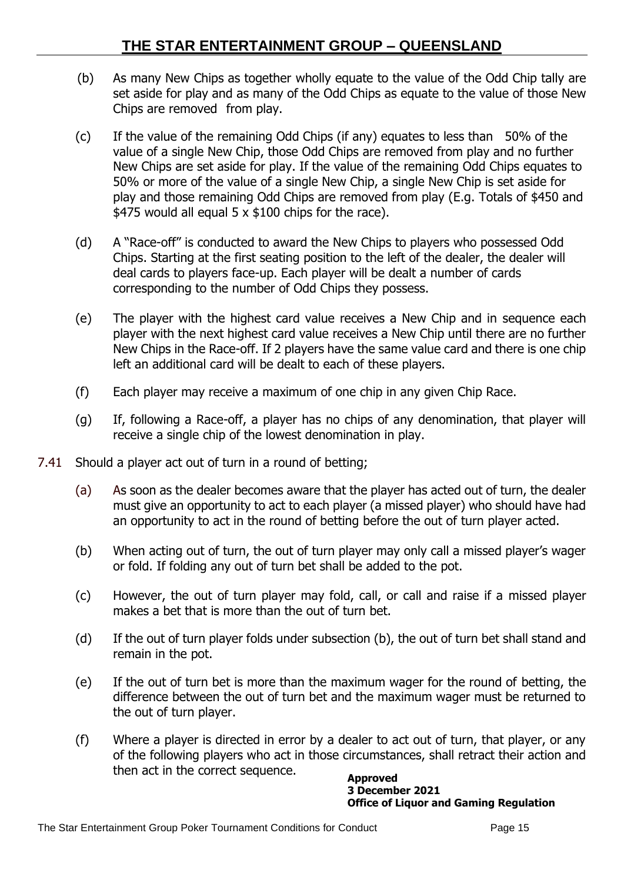(b) As many New Chips as together wholly equate to the value of the Odd Chip tally are set aside for play and as many of the Odd Chips as equate to the value of those New Chips are removed from play.

(c) If the value of the remaining Odd Chips (if any) equates to less than 50% of the value of a single New Chip, those Odd Chips are removed from play and no further New Chips are set aside for play. If the value of the remaining Odd Chips equates to 50% or more of the value of a single New Chip, a single New Chip is set aside for play and those remaining Odd Chips are removed from play (E.g. Totals of $450 and $475 would all equal 5 x $100 chips for the race).

(d) A "Race-off" is conducted to award the New Chips to players who possessed Odd Chips. Starting at the first seating position to the left of the dealer, the dealer will deal cards to players face-up. Each player will be dealt a number of cards corresponding to the number of Odd Chips they possess.

(e) The player with the highest card value receives a New Chip and in sequence each player with the next highest card value receives a New Chip until there are no further New Chips in the Race-off. If 2 players have the same value card and there is one chip left an additional card will be dealt to each of these players.

(f) Each player may receive a maximum of one chip in any given Chip Race.

(g) If, following a Race-off, a player has no chips of any denomination, that player will receive a single chip of the lowest denomination in play.

7.41 Should a player act out of turn in a round of betting;

(a) As soon as the dealer becomes aware that the player has acted out of turn, the dealer must give an opportunity to act to each player (a missed player) who should have had an opportunity to act in the round of betting before the out of turn player acted.

(b) When acting out of turn, the out of turn player may only call a missed player's wager or fold. If folding any out of turn bet shall be added to the pot.

(c) However, the out of turn player may fold, call, or call and raise if a missed player makes a bet that is more than the out of turn bet.

(d) If the out of turn player folds under subsection (b), the out of turn bet shall stand and remain in the pot.

(e) If the out of turn bet is more than the maximum wager for the round of betting, the difference between the out of turn bet and the maximum wager must be returned to the out of turn player.

(f) Where a player is directed in error by a dealer to act out of turn, that player, or any of the following players who act in those circumstances, shall retract their action and then act in the correct sequence.

**Approved**
**3 December 2021**
**Office of Liquor and Gaming Regulation**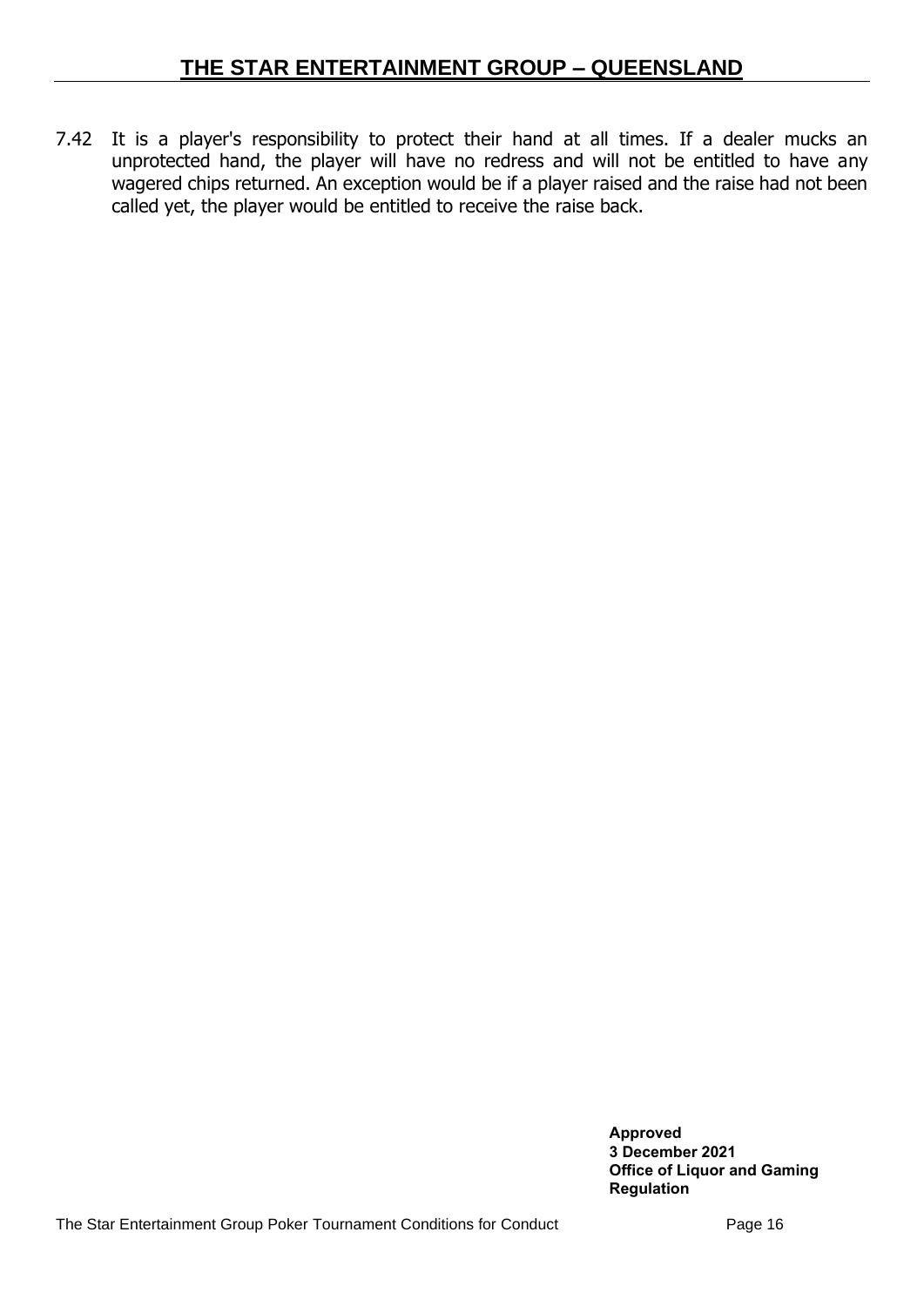7.42 It is a player's responsibility to protect their hand at all times. If a dealer mucks an unprotected hand, the player will have no redress and will not be entitled to have any wagered chips returned. An exception would be if a player raised and the raise had not been called yet, the player would be entitled to receive the raise back.

**Approved**
**3 December 2021**
**Office of Liquor and Gaming Regulation**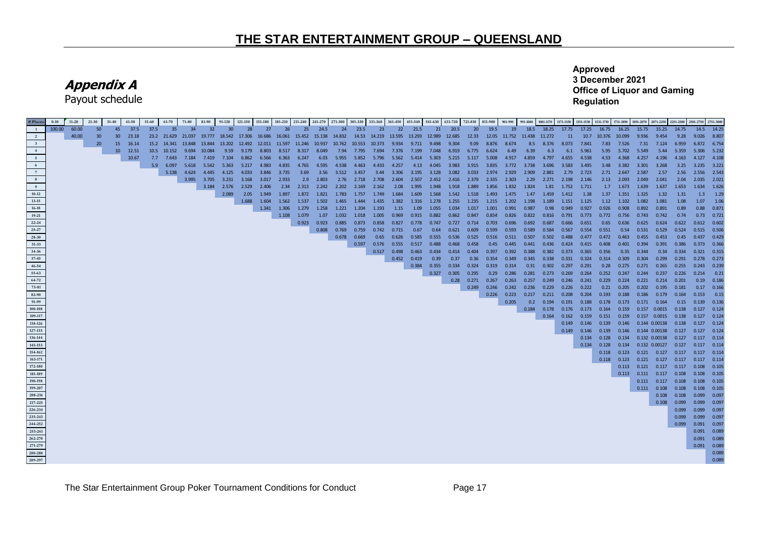**Approved**
**3 December 2021**
**Office of Liquor and Gaming Regulation**

## *Appendix A*

Payout schedule

| # Places | 0-10 | 11-20 | 21-30 | 31-40 | 41-50 | 51-60 | 61-70 | 71-80 | 81-90 | 91-120 | 121-150 | 151-180 | 181-210 | 211-240 | 241-270 | 271-300 | 301-330 | 331-360 | 361-450 | 451-540 | 541-630 | 631-720 | 721-810 | 811-900 | 901-990 | 991-1080 | 1081-1170 | 1171-1350 | 1351-1530 | 1531-1710 | 1711-1890 | 1891-2070 | 2071-2250 | 2251-2500 | 2501-2750 | 2751-3000 |
|---|---|---|---|---|---|---|---|---|---|---|---|---|---|---|---|---|---|---|---|---|---|---|---|---|---|---|---|---|---|---|---|---|---|---|---|---|
| 1 | 100.00 | 60.00 | 50 | 45 | 37.5 | 37.5 | 35 | 34 | 32 | 30 | 28 | 27 | 26 | 25 | 24.5 | 24 | 23.5 | 23 | 22 | 21.5 | 21 | 20.5 | 20 | 19.5 | 19 | 18.5 | 18.25 | 17.75 | 17.25 | 16.75 | 16.25 | 15.75 | 15.25 | 14.75 | 14.5 | 14.25 |
| 2 | | 40.00 | 30 | 30 | 23.18 | 23.2 | 21.629 | 21.037 | 19.777 | 18.542 | 17.306 | 16.686 | 16.061 | 15.452 | 15.138 | 14.832 | 14.53 | 14.219 | 13.595 | 13.293 | 12.989 | 12.685 | 12.33 | 12.05 | 11.752 | 11.438 | 11.272 | 11 | 10.7 | 10.376 | 10.099 | 9.936 | 9.454 | 9.28 | 9.026 | 8.807 |
| 3 | | | 20 | 15 | 16.14 | 15.2 | 14.341 | 13.848 | 13.844 | 13.202 | 12.492 | 12.011 | 11.597 | 11.246 | 10.937 | 10.762 | 10.553 | 10.373 | 9.934 | 9.711 | 9.498 | 9.304 | 9.09 | 8.876 | 8.674 | 8.5 | 8.376 | 8.073 | 7.841 | 7.83 | 7.526 | 7.31 | 7.124 | 6.959 | 6.872 | 6.754 |
| 4 | | | | 10 | 12.51 | 10.5 | 10.152 | 9.694 | 10.084 | 9.59 | 9.179 | 8.803 | 8.517 | 8.317 | 8.049 | 7.94 | 7.795 | 7.694 | 7.376 | 7.199 | 7.048 | 6.919 | 6.775 | 6.624 | 6.49 | 6.39 | 6.3 | 6.1 | 5.961 | 5.95 | 5.702 | 5.549 | 5.44 | 5.359 | 5.306 | 5.232 |
| 5 | | | | | 10.67 | 7.7 | 7.643 | 7.184 | 7.419 | 7.104 | 6.862 | 6.566 | 6.363 | 6.247 | 6.03 | 5.955 | 5.852 | 5.796 | 5.562 | 5.414 | 5.303 | 5.215 | 5.117 | 5.008 | 4.917 | 4.859 | 4.797 | 4.655 | 4.538 | 4.53 | 4.368 | 4.257 | 4.196 | 4.163 | 4.127 | 4.108 |
| 6 | | | | | | 5.9 | 6.097 | 5.618 | 5.542 | 5.363 | 5.217 | 4.983 | 4.835 | 4.765 | 4.595 | 4.538 | 4.463 | 4.433 | 4.257 | 4.13 | 4.045 | 3.983 | 3.915 | 3.835 | 3.772 | 3.738 | 3.696 | 3.583 | 3.495 | 3.48 | 3.382 | 3.301 | 3.268 | 3.25 | 3.235 | 3.221 |
| 7 | | | | | | | 5.138 | 4.624 | 4.445 | 4.125 | 4.033 | 3.846 | 3.735 | 3.69 | 3.56 | 3.512 | 3.457 | 3.44 | 3.306 | 3.195 | 3.128 | 3.082 | 3.033 | 2.974 | 2.929 | 2.909 | 2.881 | 2.79 | 2.723 | 2.71 | 2.647 | 2.587 | 2.57 | 2.56 | 2.556 | 2.543 |
| 8 | | | | | | | | 3.995 | 3.705 | 3.231 | 3.168 | 3.017 | 2.933 | 2.9 | 2.803 | 2.76 | 2.718 | 2.708 | 2.604 | 2.507 | 2.452 | 2.416 | 2.379 | 2.335 | 2.303 | 2.29 | 2.271 | 2.198 | 2.146 | 2.13 | 2.093 | 2.049 | 2.041 | 2.04 | 2.035 | 2.021 |
| 9 | | | | | | | | | 3.184 | 2.576 | 2.529 | 2.406 | 2.34 | 2.313 | 2.242 | 2.202 | 2.169 | 2.162 | 2.08 | 1.995 | 1.948 | 1.918 | 1.889 | 1.856 | 1.832 | 1.824 | 1.81 | 1.752 | 1.711 | 1.7 | 1.673 | 1.639 | 1.637 | 1.653 | 1.634 | 1.626 |
| 10-12 | | | | | | | | | | 2.089 | 2.05 | 1.949 | 1.897 | 1.872 | 1.821 | 1.783 | 1.757 | 1.749 | 1.684 | 1.609 | 1.568 | 1.542 | 1.518 | 1.493 | 1.475 | 1.47 | 1.459 | 1.412 | 1.38 | 1.37 | 1.351 | 1.325 | 1.32 | 1.31 | 1.3 | 1.29 |
| 13-15 | | | | | | | | | | | 1.688 | 1.604 | 1.562 | 1.537 | 1.502 | 1.465 | 1.444 | 1.435 | 1.382 | 1.316 | 1.278 | 1.255 | 1.235 | 1.215 | 1.202 | 1.198 | 1.189 | 1.151 | 1.125 | 1.12 | 1.102 | 1.082 | 1.081 | 1.08 | 1.07 | 1.06 |
| 16-18 | | | | | | | | | | | | 1.341 | 1.306 | 1.279 | 1.258 | 1.221 | 1.204 | 1.193 | 1.15 | 1.09 | 1.055 | 1.034 | 1.017 | 1.001 | 0.991 | 0.987 | 0.98 | 0.949 | 0.927 | 0.926 | 0.908 | 0.892 | 0.891 | 0.89 | 0.88 | 0.871 |
| 19-21 | | | | | | | | | | | | | 1.108 | 1.079 | 1.07 | 1.032 | 1.018 | 1.005 | 0.969 | 0.915 | 0.882 | 0.862 | 0.847 | 0.834 | 0.826 | 0.822 | 0.816 | 0.791 | 0.773 | 0.772 | 0.756 | 0.743 | 0.742 | 0.74 | 0.73 | 0.721 |
| 22-24 | | | | | | | | | | | | | | 0.923 | 0.923 | 0.885 | 0.873 | 0.858 | 0.827 | 0.778 | 0.747 | 0.727 | 0.714 | 0.703 | 0.696 | 0.692 | 0.687 | 0.666 | 0.651 | 0.65 | 0.636 | 0.625 | 0.624 | 0.622 | 0.612 | 0.602 |
| 25-27 | | | | | | | | | | | | | | | 0.808 | 0.769 | 0.759 | 0.742 | 0.715 | 0.67 | 0.64 | 0.621 | 0.609 | 0.599 | 0.593 | 0.589 | 0.584 | 0.567 | 0.554 | 0.551 | 0.54 | 0.531 | 0.529 | 0.524 | 0.515 | 0.506 |
| 28-30 | | | | | | | | | | | | | | | | 0.678 | 0.669 | 0.65 | 0.626 | 0.585 | 0.555 | 0.536 | 0.525 | 0.516 | 0.511 | 0.507 | 0.502 | 0.488 | 0.477 | 0.472 | 0.463 | 0.455 | 0.453 | 0.45 | 0.437 | 0.429 |
| 31-33 | | | | | | | | | | | | | | | | | 0.597 | 0.576 | 0.555 | 0.517 | 0.488 | 0.468 | 0.458 | 0.45 | 0.445 | 0.441 | 0.436 | 0.424 | 0.415 | 0.408 | 0.401 | 0.394 | 0.391 | 0.386 | 0.373 | 0.366 |
| 34-36 | | | | | | | | | | | | | | | | | | 0.517 | 0.498 | 0.463 | 0.434 | 0.414 | 0.404 | 0.397 | 0.392 | 0.388 | 0.382 | 0.373 | 0.365 | 0.356 | 0.35 | 0.344 | 0.34 | 0.334 | 0.321 | 0.315 |
| 37-45 | | | | | | | | | | | | | | | | | | | 0.452 | 0.419 | 0.39 | 0.37 | 0.36 | 0.354 | 0.349 | 0.345 | 0.338 | 0.331 | 0.324 | 0.314 | 0.309 | 0.304 | 0.299 | 0.291 | 0.278 | 0.273 |
| 46-54 | | | | | | | | | | | | | | | | | | | | 0.384 | 0.355 | 0.334 | 0.324 | 0.319 | 0.314 | 0.31 | 0.302 | 0.297 | 0.291 | 0.28 | 0.275 | 0.271 | 0.265 | 0.255 | 0.243 | 0.239 |
| 55-63 | | | | | | | | | | | | | | | | | | | | | 0.327 | 0.305 | 0.295 | 0.29 | 0.286 | 0.281 | 0.273 | 0.269 | 0.264 | 0.252 | 0.247 | 0.244 | 0.237 | 0.226 | 0.214 | 0.21 |
| 64-72 | | | | | | | | | | | | | | | | | | | | | | 0.28 | 0.271 | 0.267 | 0.263 | 0.257 | 0.249 | 0.246 | 0.241 | 0.229 | 0.224 | 0.221 | 0.214 | 0.201 | 0.19 | 0.186 |
| 73-81 | | | | | | | | | | | | | | | | | | | | | | | 0.249 | 0.246 | 0.242 | 0.236 | 0.229 | 0.226 | 0.222 | 0.21 | 0.205 | 0.202 | 0.195 | 0.181 | 0.17 | 0.166 |
| 82-90 | | | | | | | | | | | | | | | | | | | | | | | | 0.226 | 0.223 | 0.217 | 0.211 | 0.208 | 0.204 | 0.193 | 0.188 | 0.186 | 0.179 | 0.164 | 0.153 | 0.15 |
| 91-99 | | | | | | | | | | | | | | | | | | | | | | | | | 0.205 | 0.2 | 0.194 | 0.191 | 0.188 | 0.178 | 0.173 | 0.171 | 0.164 | 0.15 | 0.139 | 0.136 |
| 100-108 | | | | | | | | | | | | | | | | | | | | | | | | | | 0.184 | 0.178 | 0.176 | 0.173 | 0.164 | 0.159 | 0.157 | 0.0015 | 0.138 | 0.127 | 0.124 |
| 109-117 | | | | | | | | | | | | | | | | | | | | | | | | | | | 0.164 | 0.162 | 0.159 | 0.151 | 0.159 | 0.157 | 0.0015 | 0.138 | 0.127 | 0.124 |
| 118-126 | | | | | | | | | | | | | | | | | | | | | | | | | | | | 0.149 | 0.146 | 0.139 | 0.146 | 0.144 | 0.00138 | 0.138 | 0.127 | 0.124 |
| 127-135 | | | | | | | | | | | | | | | | | | | | | | | | | | | | 0.149 | 0.146 | 0.139 | 0.146 | 0.144 | 0.00138 | 0.127 | 0.127 | 0.124 |
| 136-144 | | | | | | | | | | | | | | | | | | | | | | | | | | | | | 0.134 | 0.128 | 0.134 | 0.132 | 0.00138 | 0.127 | 0.117 | 0.114 |
| 145-153 | | | | | | | | | | | | | | | | | | | | | | | | | | | | | 0.134 | 0.128 | 0.134 | 0.132 | 0.00127 | 0.127 | 0.117 | 0.114 |
| 154-162 | | | | | | | | | | | | | | | | | | | | | | | | | | | | | | 0.118 | 0.123 | 0.121 | 0.127 | 0.117 | 0.117 | 0.114 |
| 163-171 | | | | | | | | | | | | | | | | | | | | | | | | | | | | | | 0.118 | 0.123 | 0.121 | 0.127 | 0.117 | 0.117 | 0.114 |
| 172-180 | | | | | | | | | | | | | | | | | | | | | | | | | | | | | | | 0.113 | 0.121 | 0.117 | 0.117 | 0.108 | 0.105 |
| 181-189 | | | | | | | | | | | | | | | | | | | | | | | | | | | | | | | 0.113 | 0.111 | 0.117 | 0.108 | 0.108 | 0.105 |
| 190-198 | | | | | | | | | | | | | | | | | | | | | | | | | | | | | | | | 0.111 | 0.117 | 0.108 | 0.108 | 0.105 |
| 199-207 | | | | | | | | | | | | | | | | | | | | | | | | | | | | | | | | 0.111 | 0.108 | 0.108 | 0.108 | 0.105 |
| 208-216 | | | | | | | | | | | | | | | | | | | | | | | | | | | | | | | | | 0.108 | 0.108 | 0.099 | 0.097 |
| 217-225 | | | | | | | | | | | | | | | | | | | | | | | | | | | | | | | | | 0.108 | 0.099 | 0.099 | 0.097 |
| 226-234 | | | | | | | | | | | | | | | | | | | | | | | | | | | | | | | | | | 0.099 | 0.099 | 0.097 |
| 235-243 | | | | | | | | | | | | | | | | | | | | | | | | | | | | | | | | | | 0.099 | 0.099 | 0.097 |
| 244-252 | | | | | | | | | | | | | | | | | | | | | | | | | | | | | | | | | | 0.099 | 0.091 | 0.097 |
| 253-261 | | | | | | | | | | | | | | | | | | | | | | | | | | | | | | | | | | | 0.091 | 0.089 |
| 262-270 | | | | | | | | | | | | | | | | | | | | | | | | | | | | | | | | | | | 0.091 | 0.089 |
| 271-279 | | | | | | | | | | | | | | | | | | | | | | | | | | | | | | | | | | | 0.091 | 0.089 |
| 280-288 | | | | | | | | | | | | | | | | | | | | | | | | | | | | | | | | | | | | 0.089 |
| 289-297 | | | | | | | | | | | | | | | | | | | | | | | | | | | | | | | | | | | | 0.089 |